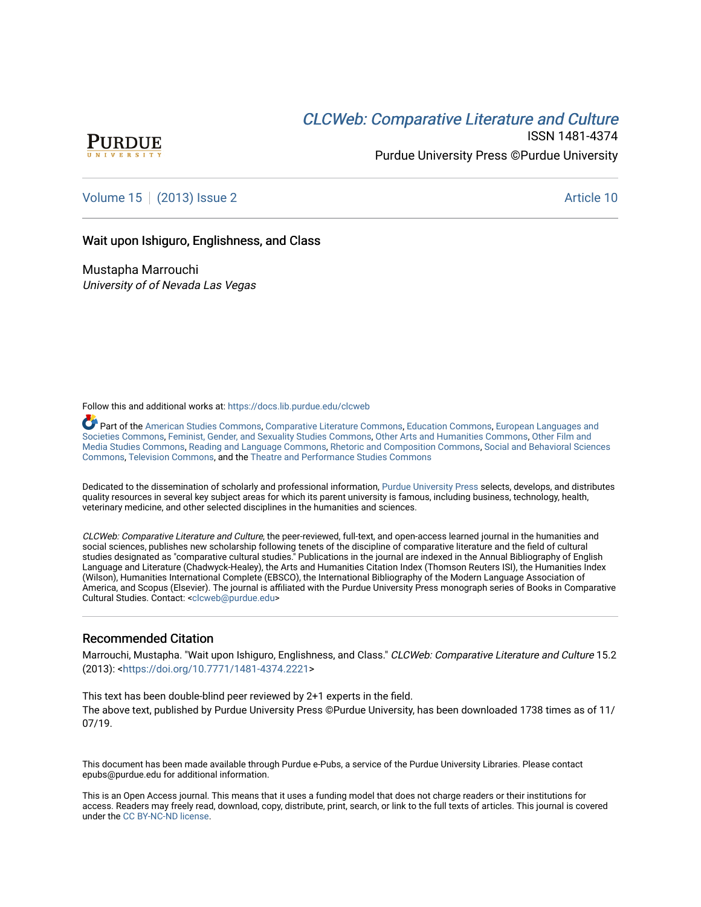PURDUE
UNIVERSITY

*CLCWeb: Comparative Literature and Culture*

ISSN 1481-4374

Purdue University Press ©Purdue University

Volume 15 | (2013) Issue 2 | Article 10

# Wait upon Ishiguro, Englishness, and Class

Mustapha Marrouchi
*University of of Nevada Las Vegas*

Follow this and additional works at: https://docs.lib.purdue.edu/clcweb

Part of the American Studies Commons, Comparative Literature Commons, Education Commons, European Languages and Societies Commons, Feminist, Gender, and Sexuality Studies Commons, Other Arts and Humanities Commons, Other Film and Media Studies Commons, Reading and Language Commons, Rhetoric and Composition Commons, Social and Behavioral Sciences Commons, Television Commons, and the Theatre and Performance Studies Commons

Dedicated to the dissemination of scholarly and professional information, Purdue University Press selects, develops, and distributes quality resources in several key subject areas for which its parent university is famous, including business, technology, health, veterinary medicine, and other selected disciplines in the humanities and sciences.

*CLCWeb: Comparative Literature and Culture*, the peer-reviewed, full-text, and open-access learned journal in the humanities and social sciences, publishes new scholarship following tenets of the discipline of comparative literature and the field of cultural studies designated as "comparative cultural studies." Publications in the journal are indexed in the Annual Bibliography of English Language and Literature (Chadwyck-Healey), the Arts and Humanities Citation Index (Thomson Reuters ISI), the Humanities Index (Wilson), Humanities International Complete (EBSCO), the International Bibliography of the Modern Language Association of America, and Scopus (Elsevier). The journal is affiliated with the Purdue University Press monograph series of Books in Comparative Cultural Studies. Contact: <clcweb@purdue.edu>

## Recommended Citation

Marrouchi, Mustapha. "Wait upon Ishiguro, Englishness, and Class." *CLCWeb: Comparative Literature and Culture* 15.2 (2013): <https://doi.org/10.7771/1481-4374.2221>

This text has been double-blind peer reviewed by 2+1 experts in the field.
The above text, published by Purdue University Press ©Purdue University, has been downloaded 1738 times as of 11/07/19.

This document has been made available through Purdue e-Pubs, a service of the Purdue University Libraries. Please contact epubs@purdue.edu for additional information.

This is an Open Access journal. This means that it uses a funding model that does not charge readers or their institutions for access. Readers may freely read, download, copy, distribute, print, search, or link to the full texts of articles. This journal is covered under the CC BY-NC-ND license.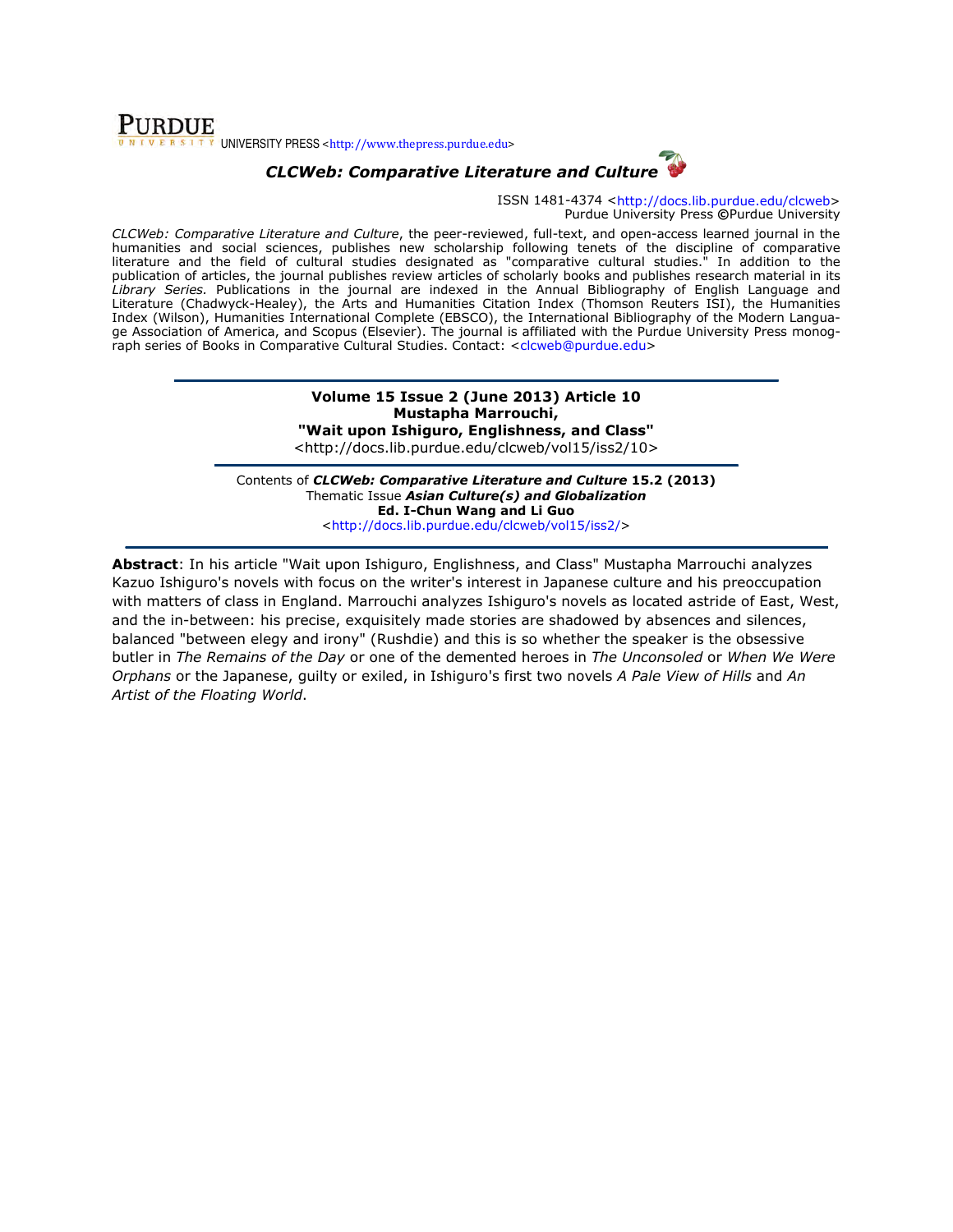**PURDUE** UNIVERSITY PRESS <http://www.thepress.purdue.edu>

***CLCWeb: Comparative Literature and Culture***

ISSN 1481-4374 <http://docs.lib.purdue.edu/clcweb>
Purdue University Press ©Purdue University

*CLCWeb: Comparative Literature and Culture*, the peer-reviewed, full-text, and open-access learned journal in the humanities and social sciences, publishes new scholarship following tenets of the discipline of comparative literature and the field of cultural studies designated as "comparative cultural studies." In addition to the publication of articles, the journal publishes review articles of scholarly books and publishes research material in its *Library Series.* Publications in the journal are indexed in the Annual Bibliography of English Language and Literature (Chadwyck-Healey), the Arts and Humanities Citation Index (Thomson Reuters ISI), the Humanities Index (Wilson), Humanities International Complete (EBSCO), the International Bibliography of the Modern Language Association of America, and Scopus (Elsevier). The journal is affiliated with the Purdue University Press monograph series of Books in Comparative Cultural Studies. Contact: <clcweb@purdue.edu>

---

**Volume 15 Issue 2 (June 2013) Article 10**
**Mustapha Marrouchi,**
**"Wait upon Ishiguro, Englishness, and Class"**
<http://docs.lib.purdue.edu/clcweb/vol15/iss2/10>

---

Contents of ***CLCWeb: Comparative Literature and Culture* 15.2 (2013)**
Thematic Issue ***Asian Culture(s) and Globalization***
**Ed. I-Chun Wang and Li Guo**
<http://docs.lib.purdue.edu/clcweb/vol15/iss2/>

---

**Abstract**: In his article "Wait upon Ishiguro, Englishness, and Class" Mustapha Marrouchi analyzes Kazuo Ishiguro's novels with focus on the writer's interest in Japanese culture and his preoccupation with matters of class in England. Marrouchi analyzes Ishiguro's novels as located astride of East, West, and the in-between: his precise, exquisitely made stories are shadowed by absences and silences, balanced "between elegy and irony" (Rushdie) and this is so whether the speaker is the obsessive butler in *The Remains of the Day* or one of the demented heroes in *The Unconsoled* or *When We Were Orphans* or the Japanese, guilty or exiled, in Ishiguro's first two novels *A Pale View of Hills* and *An Artist of the Floating World*.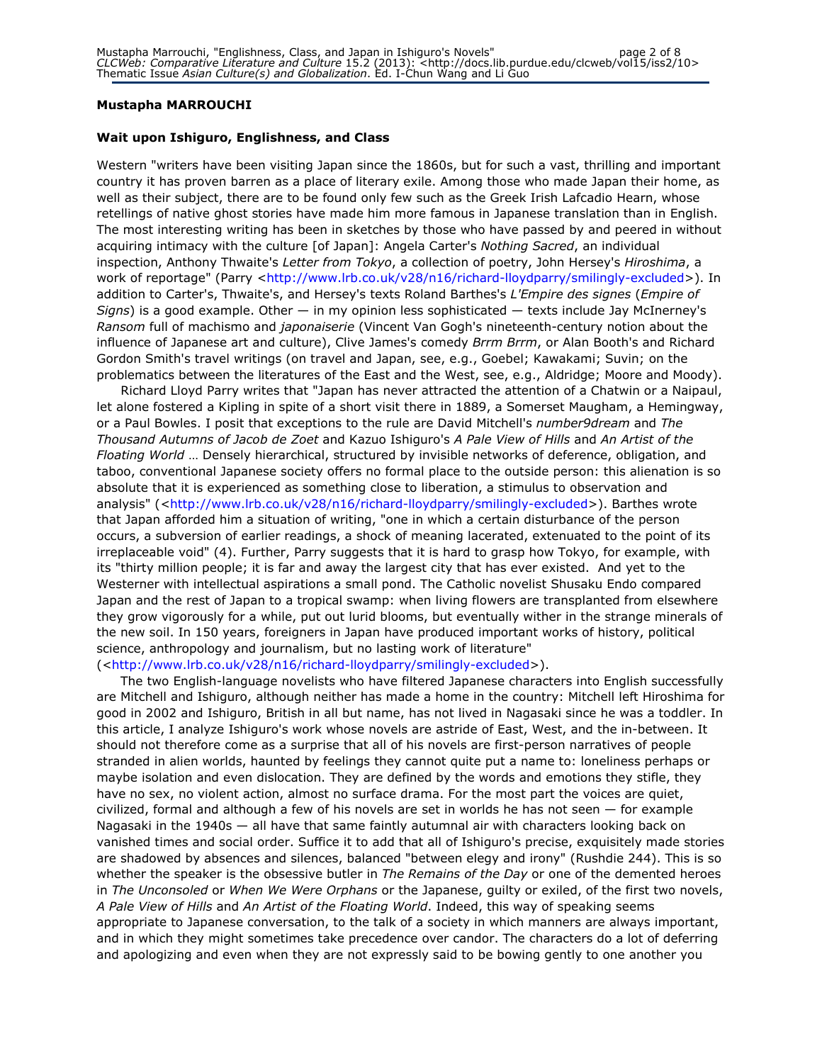**Mustapha MARROUCHI**

**Wait upon Ishiguro, Englishness, and Class**

Western "writers have been visiting Japan since the 1860s, but for such a vast, thrilling and important country it has proven barren as a place of literary exile. Among those who made Japan their home, as well as their subject, there are to be found only few such as the Greek Irish Lafcadio Hearn, whose retellings of native ghost stories have made him more famous in Japanese translation than in English. The most interesting writing has been in sketches by those who have passed by and peered in without acquiring intimacy with the culture [of Japan]: Angela Carter's *Nothing Sacred*, an individual inspection, Anthony Thwaite's *Letter from Tokyo*, a collection of poetry, John Hersey's *Hiroshima*, a work of reportage" (Parry <http://www.lrb.co.uk/v28/n16/richard-lloydparry/smilingly-excluded>). In addition to Carter's, Thwaite's, and Hersey's texts Roland Barthes's *L'Empire des signes* (*Empire of Signs*) is a good example. Other — in my opinion less sophisticated — texts include Jay McInerney's *Ransom* full of machismo and *japonaiserie* (Vincent Van Gogh's nineteenth-century notion about the influence of Japanese art and culture), Clive James's comedy *Brrm Brrm*, or Alan Booth's and Richard Gordon Smith's travel writings (on travel and Japan, see, e.g., Goebel; Kawakami; Suvin; on the problematics between the literatures of the East and the West, see, e.g., Aldridge; Moore and Moody).

Richard Lloyd Parry writes that "Japan has never attracted the attention of a Chatwin or a Naipaul, let alone fostered a Kipling in spite of a short visit there in 1889, a Somerset Maugham, a Hemingway, or a Paul Bowles. I posit that exceptions to the rule are David Mitchell's *number9dream* and *The Thousand Autumns of Jacob de Zoet* and Kazuo Ishiguro's *A Pale View of Hills* and *An Artist of the Floating World* … Densely hierarchical, structured by invisible networks of deference, obligation, and taboo, conventional Japanese society offers no formal place to the outside person: this alienation is so absolute that it is experienced as something close to liberation, a stimulus to observation and analysis" (<http://www.lrb.co.uk/v28/n16/richard-lloydparry/smilingly-excluded>). Barthes wrote that Japan afforded him a situation of writing, "one in which a certain disturbance of the person occurs, a subversion of earlier readings, a shock of meaning lacerated, extenuated to the point of its irreplaceable void" (4). Further, Parry suggests that it is hard to grasp how Tokyo, for example, with its "thirty million people; it is far and away the largest city that has ever existed. And yet to the Westerner with intellectual aspirations a small pond. The Catholic novelist Shusaku Endo compared Japan and the rest of Japan to a tropical swamp: when living flowers are transplanted from elsewhere they grow vigorously for a while, put out lurid blooms, but eventually wither in the strange minerals of the new soil. In 150 years, foreigners in Japan have produced important works of history, political science, anthropology and journalism, but no lasting work of literature" (<http://www.lrb.co.uk/v28/n16/richard-lloydparry/smilingly-excluded>).

The two English-language novelists who have filtered Japanese characters into English successfully are Mitchell and Ishiguro, although neither has made a home in the country: Mitchell left Hiroshima for good in 2002 and Ishiguro, British in all but name, has not lived in Nagasaki since he was a toddler. In this article, I analyze Ishiguro's work whose novels are astride of East, West, and the in-between. It should not therefore come as a surprise that all of his novels are first-person narratives of people stranded in alien worlds, haunted by feelings they cannot quite put a name to: loneliness perhaps or maybe isolation and even dislocation. They are defined by the words and emotions they stifle, they have no sex, no violent action, almost no surface drama. For the most part the voices are quiet, civilized, formal and although a few of his novels are set in worlds he has not seen — for example Nagasaki in the 1940s — all have that same faintly autumnal air with characters looking back on vanished times and social order. Suffice it to add that all of Ishiguro's precise, exquisitely made stories are shadowed by absences and silences, balanced "between elegy and irony" (Rushdie 244). This is so whether the speaker is the obsessive butler in *The Remains of the Day* or one of the demented heroes in *The Unconsoled* or *When We Were Orphans* or the Japanese, guilty or exiled, of the first two novels, *A Pale View of Hills* and *An Artist of the Floating World*. Indeed, this way of speaking seems appropriate to Japanese conversation, to the talk of a society in which manners are always important, and in which they might sometimes take precedence over candor. The characters do a lot of deferring and apologizing and even when they are not expressly said to be bowing gently to one another you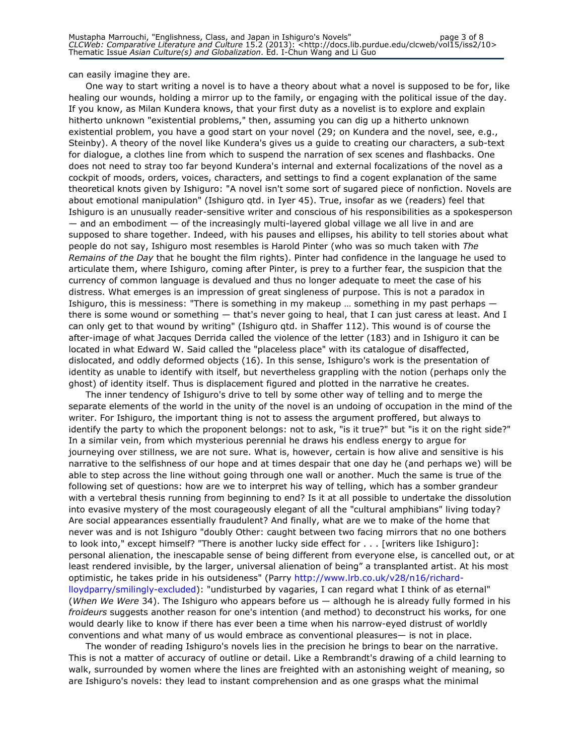can easily imagine they are.

One way to start writing a novel is to have a theory about what a novel is supposed to be for, like healing our wounds, holding a mirror up to the family, or engaging with the political issue of the day. If you know, as Milan Kundera knows, that your first duty as a novelist is to explore and explain hitherto unknown "existential problems," then, assuming you can dig up a hitherto unknown existential problem, you have a good start on your novel (29; on Kundera and the novel, see, e.g., Steinby). A theory of the novel like Kundera's gives us a guide to creating our characters, a sub-text for dialogue, a clothes line from which to suspend the narration of sex scenes and flashbacks. One does not need to stray too far beyond Kundera's internal and external focalizations of the novel as a cockpit of moods, orders, voices, characters, and settings to find a cogent explanation of the same theoretical knots given by Ishiguro: "A novel isn't some sort of sugared piece of nonfiction. Novels are about emotional manipulation" (Ishiguro qtd. in Iyer 45). True, insofar as we (readers) feel that Ishiguro is an unusually reader-sensitive writer and conscious of his responsibilities as a spokesperson — and an embodiment — of the increasingly multi-layered global village we all live in and are supposed to share together. Indeed, with his pauses and ellipses, his ability to tell stories about what people do not say, Ishiguro most resembles is Harold Pinter (who was so much taken with *The Remains of the Day* that he bought the film rights). Pinter had confidence in the language he used to articulate them, where Ishiguro, coming after Pinter, is prey to a further fear, the suspicion that the currency of common language is devalued and thus no longer adequate to meet the case of his distress. What emerges is an impression of great singleness of purpose. This is not a paradox in Ishiguro, this is messiness: "There is something in my makeup … something in my past perhaps — there is some wound or something — that's never going to heal, that I can just caress at least. And I can only get to that wound by writing" (Ishiguro qtd. in Shaffer 112). This wound is of course the after-image of what Jacques Derrida called the violence of the letter (183) and in Ishiguro it can be located in what Edward W. Said called the "placeless place" with its catalogue of disaffected, dislocated, and oddly deformed objects (16). In this sense, Ishiguro's work is the presentation of identity as unable to identify with itself, but nevertheless grappling with the notion (perhaps only the ghost) of identity itself. Thus is displacement figured and plotted in the narrative he creates.

The inner tendency of Ishiguro's drive to tell by some other way of telling and to merge the separate elements of the world in the unity of the novel is an undoing of occupation in the mind of the writer. For Ishiguro, the important thing is not to assess the argument proffered, but always to identify the party to which the proponent belongs: not to ask, "is it true?" but "is it on the right side?" In a similar vein, from which mysterious perennial he draws his endless energy to argue for journeying over stillness, we are not sure. What is, however, certain is how alive and sensitive is his narrative to the selfishness of our hope and at times despair that one day he (and perhaps we) will be able to step across the line without going through one wall or another. Much the same is true of the following set of questions: how are we to interpret his way of telling, which has a somber grandeur with a vertebral thesis running from beginning to end? Is it at all possible to undertake the dissolution into evasive mystery of the most courageously elegant of all the "cultural amphibians" living today? Are social appearances essentially fraudulent? And finally, what are we to make of the home that never was and is not Ishiguro "doubly Other: caught between two facing mirrors that no one bothers to look into," except himself? "There is another lucky side effect for . . . [writers like Ishiguro]: personal alienation, the inescapable sense of being different from everyone else, is cancelled out, or at least rendered invisible, by the larger, universal alienation of being" a transplanted artist. At his most optimistic, he takes pride in his outsideness" (Parry http://www.lrb.co.uk/v28/n16/richard-lloydparry/smilingly-excluded): "undisturbed by vagaries, I can regard what I think of as eternal" (*When We Were* 34). The Ishiguro who appears before us — although he is already fully formed in his *froideurs* suggests another reason for one's intention (and method) to deconstruct his works, for one would dearly like to know if there has ever been a time when his narrow-eyed distrust of worldly conventions and what many of us would embrace as conventional pleasures— is not in place.

The wonder of reading Ishiguro's novels lies in the precision he brings to bear on the narrative. This is not a matter of accuracy of outline or detail. Like a Rembrandt's drawing of a child learning to walk, surrounded by women where the lines are freighted with an astonishing weight of meaning, so are Ishiguro's novels: they lead to instant comprehension and as one grasps what the minimal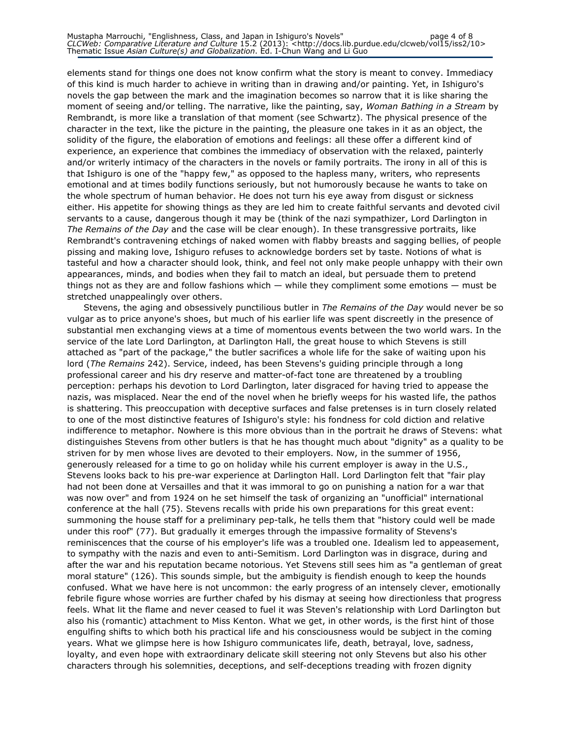elements stand for things one does not know confirm what the story is meant to convey. Immediacy of this kind is much harder to achieve in writing than in drawing and/or painting. Yet, in Ishiguro's novels the gap between the mark and the imagination becomes so narrow that it is like sharing the moment of seeing and/or telling. The narrative, like the painting, say, *Woman Bathing in a Stream* by Rembrandt, is more like a translation of that moment (see Schwartz). The physical presence of the character in the text, like the picture in the painting, the pleasure one takes in it as an object, the solidity of the figure, the elaboration of emotions and feelings: all these offer a different kind of experience, an experience that combines the immediacy of observation with the relaxed, painterly and/or writerly intimacy of the characters in the novels or family portraits. The irony in all of this is that Ishiguro is one of the "happy few," as opposed to the hapless many, writers, who represents emotional and at times bodily functions seriously, but not humorously because he wants to take on the whole spectrum of human behavior. He does not turn his eye away from disgust or sickness either. His appetite for showing things as they are led him to create faithful servants and devoted civil servants to a cause, dangerous though it may be (think of the nazi sympathizer, Lord Darlington in *The Remains of the Day* and the case will be clear enough). In these transgressive portraits, like Rembrandt's contravening etchings of naked women with flabby breasts and sagging bellies, of people pissing and making love, Ishiguro refuses to acknowledge borders set by taste. Notions of what is tasteful and how a character should look, think, and feel not only make people unhappy with their own appearances, minds, and bodies when they fail to match an ideal, but persuade them to pretend things not as they are and follow fashions which — while they compliment some emotions — must be stretched unappealingly over others.

Stevens, the aging and obsessively punctilious butler in *The Remains of the Day* would never be so vulgar as to price anyone's shoes, but much of his earlier life was spent discreetly in the presence of substantial men exchanging views at a time of momentous events between the two world wars. In the service of the late Lord Darlington, at Darlington Hall, the great house to which Stevens is still attached as "part of the package," the butler sacrifices a whole life for the sake of waiting upon his lord (*The Remains* 242). Service, indeed, has been Stevens's guiding principle through a long professional career and his dry reserve and matter-of-fact tone are threatened by a troubling perception: perhaps his devotion to Lord Darlington, later disgraced for having tried to appease the nazis, was misplaced. Near the end of the novel when he briefly weeps for his wasted life, the pathos is shattering. This preoccupation with deceptive surfaces and false pretenses is in turn closely related to one of the most distinctive features of Ishiguro's style: his fondness for cold diction and relative indifference to metaphor. Nowhere is this more obvious than in the portrait he draws of Stevens: what distinguishes Stevens from other butlers is that he has thought much about "dignity" as a quality to be striven for by men whose lives are devoted to their employers. Now, in the summer of 1956, generously released for a time to go on holiday while his current employer is away in the U.S., Stevens looks back to his pre-war experience at Darlington Hall. Lord Darlington felt that "fair play had not been done at Versailles and that it was immoral to go on punishing a nation for a war that was now over" and from 1924 on he set himself the task of organizing an "unofficial" international conference at the hall (75). Stevens recalls with pride his own preparations for this great event: summoning the house staff for a preliminary pep-talk, he tells them that "history could well be made under this roof" (77). But gradually it emerges through the impassive formality of Stevens's reminiscences that the course of his employer's life was a troubled one. Idealism led to appeasement, to sympathy with the nazis and even to anti-Semitism. Lord Darlington was in disgrace, during and after the war and his reputation became notorious. Yet Stevens still sees him as "a gentleman of great moral stature" (126). This sounds simple, but the ambiguity is fiendish enough to keep the hounds confused. What we have here is not uncommon: the early progress of an intensely clever, emotionally febrile figure whose worries are further chafed by his dismay at seeing how directionless that progress feels. What lit the flame and never ceased to fuel it was Steven's relationship with Lord Darlington but also his (romantic) attachment to Miss Kenton. What we get, in other words, is the first hint of those engulfing shifts to which both his practical life and his consciousness would be subject in the coming years. What we glimpse here is how Ishiguro communicates life, death, betrayal, love, sadness, loyalty, and even hope with extraordinary delicate skill steering not only Stevens but also his other characters through his solemnities, deceptions, and self-deceptions treading with frozen dignity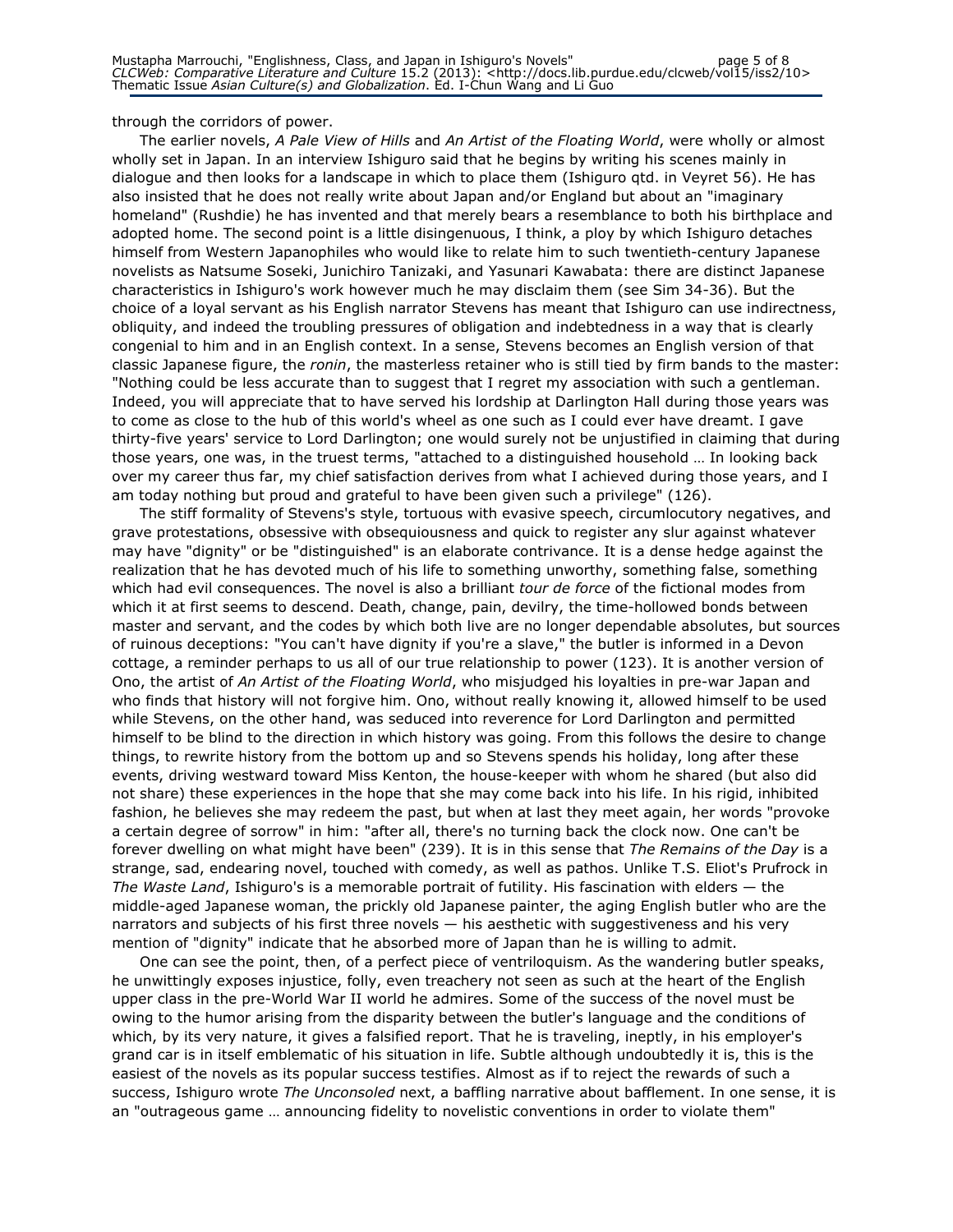through the corridors of power.

The earlier novels, *A Pale View of Hills* and *An Artist of the Floating World*, were wholly or almost wholly set in Japan. In an interview Ishiguro said that he begins by writing his scenes mainly in dialogue and then looks for a landscape in which to place them (Ishiguro qtd. in Veyret 56). He has also insisted that he does not really write about Japan and/or England but about an "imaginary homeland" (Rushdie) he has invented and that merely bears a resemblance to both his birthplace and adopted home. The second point is a little disingenuous, I think, a ploy by which Ishiguro detaches himself from Western Japanophiles who would like to relate him to such twentieth-century Japanese novelists as Natsume Soseki, Junichiro Tanizaki, and Yasunari Kawabata: there are distinct Japanese characteristics in Ishiguro's work however much he may disclaim them (see Sim 34-36). But the choice of a loyal servant as his English narrator Stevens has meant that Ishiguro can use indirectness, obliquity, and indeed the troubling pressures of obligation and indebtedness in a way that is clearly congenial to him and in an English context. In a sense, Stevens becomes an English version of that classic Japanese figure, the *ronin*, the masterless retainer who is still tied by firm bands to the master: "Nothing could be less accurate than to suggest that I regret my association with such a gentleman. Indeed, you will appreciate that to have served his lordship at Darlington Hall during those years was to come as close to the hub of this world's wheel as one such as I could ever have dreamt. I gave thirty-five years' service to Lord Darlington; one would surely not be unjustified in claiming that during those years, one was, in the truest terms, "attached to a distinguished household … In looking back over my career thus far, my chief satisfaction derives from what I achieved during those years, and I am today nothing but proud and grateful to have been given such a privilege" (126).

The stiff formality of Stevens's style, tortuous with evasive speech, circumlocutory negatives, and grave protestations, obsessive with obsequiousness and quick to register any slur against whatever may have "dignity" or be "distinguished" is an elaborate contrivance. It is a dense hedge against the realization that he has devoted much of his life to something unworthy, something false, something which had evil consequences. The novel is also a brilliant *tour de force* of the fictional modes from which it at first seems to descend. Death, change, pain, devilry, the time-hollowed bonds between master and servant, and the codes by which both live are no longer dependable absolutes, but sources of ruinous deceptions: "You can't have dignity if you're a slave," the butler is informed in a Devon cottage, a reminder perhaps to us all of our true relationship to power (123). It is another version of Ono, the artist of *An Artist of the Floating World*, who misjudged his loyalties in pre-war Japan and who finds that history will not forgive him. Ono, without really knowing it, allowed himself to be used while Stevens, on the other hand, was seduced into reverence for Lord Darlington and permitted himself to be blind to the direction in which history was going. From this follows the desire to change things, to rewrite history from the bottom up and so Stevens spends his holiday, long after these events, driving westward toward Miss Kenton, the house-keeper with whom he shared (but also did not share) these experiences in the hope that she may come back into his life. In his rigid, inhibited fashion, he believes she may redeem the past, but when at last they meet again, her words "provoke a certain degree of sorrow" in him: "after all, there's no turning back the clock now. One can't be forever dwelling on what might have been" (239). It is in this sense that *The Remains of the Day* is a strange, sad, endearing novel, touched with comedy, as well as pathos. Unlike T.S. Eliot's Prufrock in *The Waste Land*, Ishiguro's is a memorable portrait of futility. His fascination with elders — the middle-aged Japanese woman, the prickly old Japanese painter, the aging English butler who are the narrators and subjects of his first three novels — his aesthetic with suggestiveness and his very mention of "dignity" indicate that he absorbed more of Japan than he is willing to admit.

One can see the point, then, of a perfect piece of ventriloquism. As the wandering butler speaks, he unwittingly exposes injustice, folly, even treachery not seen as such at the heart of the English upper class in the pre-World War II world he admires. Some of the success of the novel must be owing to the humor arising from the disparity between the butler's language and the conditions of which, by its very nature, it gives a falsified report. That he is traveling, ineptly, in his employer's grand car is in itself emblematic of his situation in life. Subtle although undoubtedly it is, this is the easiest of the novels as its popular success testifies. Almost as if to reject the rewards of such a success, Ishiguro wrote *The Unconsoled* next, a baffling narrative about bafflement. In one sense, it is an "outrageous game … announcing fidelity to novelistic conventions in order to violate them"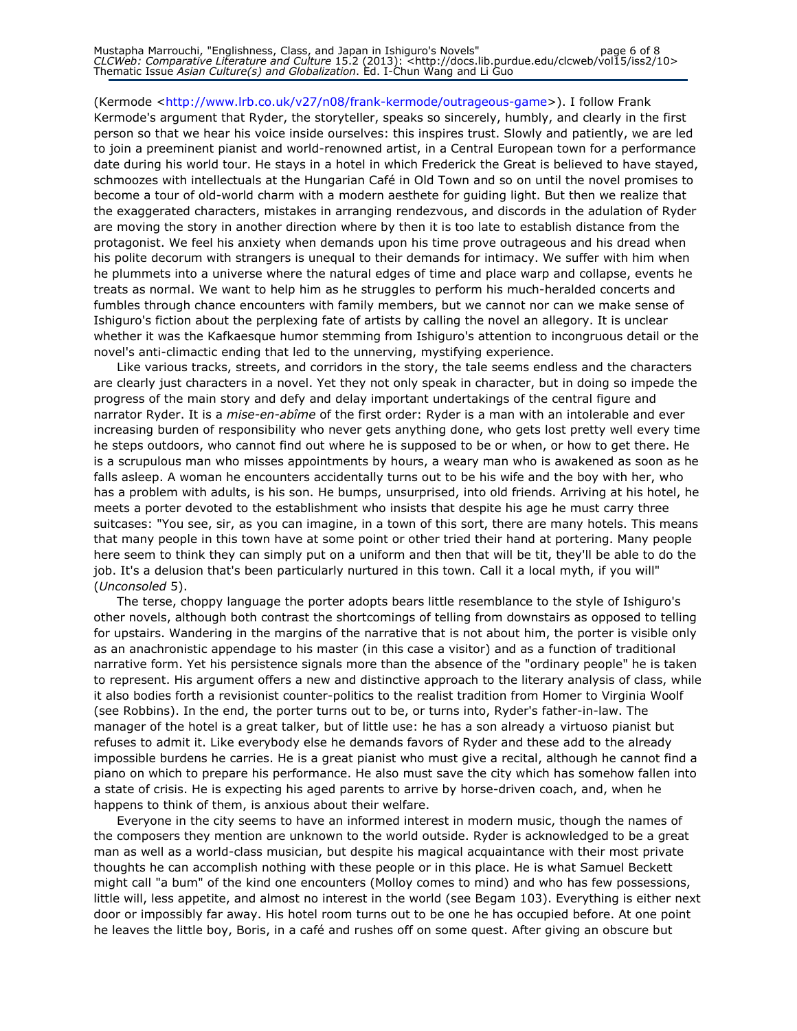(Kermode <http://www.lrb.co.uk/v27/n08/frank-kermode/outrageous-game>). I follow Frank Kermode's argument that Ryder, the storyteller, speaks so sincerely, humbly, and clearly in the first person so that we hear his voice inside ourselves: this inspires trust. Slowly and patiently, we are led to join a preeminent pianist and world-renowned artist, in a Central European town for a performance date during his world tour. He stays in a hotel in which Frederick the Great is believed to have stayed, schmoozes with intellectuals at the Hungarian Café in Old Town and so on until the novel promises to become a tour of old-world charm with a modern aesthete for guiding light. But then we realize that the exaggerated characters, mistakes in arranging rendezvous, and discords in the adulation of Ryder are moving the story in another direction where by then it is too late to establish distance from the protagonist. We feel his anxiety when demands upon his time prove outrageous and his dread when his polite decorum with strangers is unequal to their demands for intimacy. We suffer with him when he plummets into a universe where the natural edges of time and place warp and collapse, events he treats as normal. We want to help him as he struggles to perform his much-heralded concerts and fumbles through chance encounters with family members, but we cannot nor can we make sense of Ishiguro's fiction about the perplexing fate of artists by calling the novel an allegory. It is unclear whether it was the Kafkaesque humor stemming from Ishiguro's attention to incongruous detail or the novel's anti-climactic ending that led to the unnerving, mystifying experience.

Like various tracks, streets, and corridors in the story, the tale seems endless and the characters are clearly just characters in a novel. Yet they not only speak in character, but in doing so impede the progress of the main story and defy and delay important undertakings of the central figure and narrator Ryder. It is a *mise-en-abîme* of the first order: Ryder is a man with an intolerable and ever increasing burden of responsibility who never gets anything done, who gets lost pretty well every time he steps outdoors, who cannot find out where he is supposed to be or when, or how to get there. He is a scrupulous man who misses appointments by hours, a weary man who is awakened as soon as he falls asleep. A woman he encounters accidentally turns out to be his wife and the boy with her, who has a problem with adults, is his son. He bumps, unsurprised, into old friends. Arriving at his hotel, he meets a porter devoted to the establishment who insists that despite his age he must carry three suitcases: "You see, sir, as you can imagine, in a town of this sort, there are many hotels. This means that many people in this town have at some point or other tried their hand at portering. Many people here seem to think they can simply put on a uniform and then that will be tit, they'll be able to do the job. It's a delusion that's been particularly nurtured in this town. Call it a local myth, if you will" (*Unconsoled* 5).

The terse, choppy language the porter adopts bears little resemblance to the style of Ishiguro's other novels, although both contrast the shortcomings of telling from downstairs as opposed to telling for upstairs. Wandering in the margins of the narrative that is not about him, the porter is visible only as an anachronistic appendage to his master (in this case a visitor) and as a function of traditional narrative form. Yet his persistence signals more than the absence of the "ordinary people" he is taken to represent. His argument offers a new and distinctive approach to the literary analysis of class, while it also bodies forth a revisionist counter-politics to the realist tradition from Homer to Virginia Woolf (see Robbins). In the end, the porter turns out to be, or turns into, Ryder's father-in-law. The manager of the hotel is a great talker, but of little use: he has a son already a virtuoso pianist but refuses to admit it. Like everybody else he demands favors of Ryder and these add to the already impossible burdens he carries. He is a great pianist who must give a recital, although he cannot find a piano on which to prepare his performance. He also must save the city which has somehow fallen into a state of crisis. He is expecting his aged parents to arrive by horse-driven coach, and, when he happens to think of them, is anxious about their welfare.

Everyone in the city seems to have an informed interest in modern music, though the names of the composers they mention are unknown to the world outside. Ryder is acknowledged to be a great man as well as a world-class musician, but despite his magical acquaintance with their most private thoughts he can accomplish nothing with these people or in this place. He is what Samuel Beckett might call "a bum" of the kind one encounters (Molloy comes to mind) and who has few possessions, little will, less appetite, and almost no interest in the world (see Begam 103). Everything is either next door or impossibly far away. His hotel room turns out to be one he has occupied before. At one point he leaves the little boy, Boris, in a café and rushes off on some quest. After giving an obscure but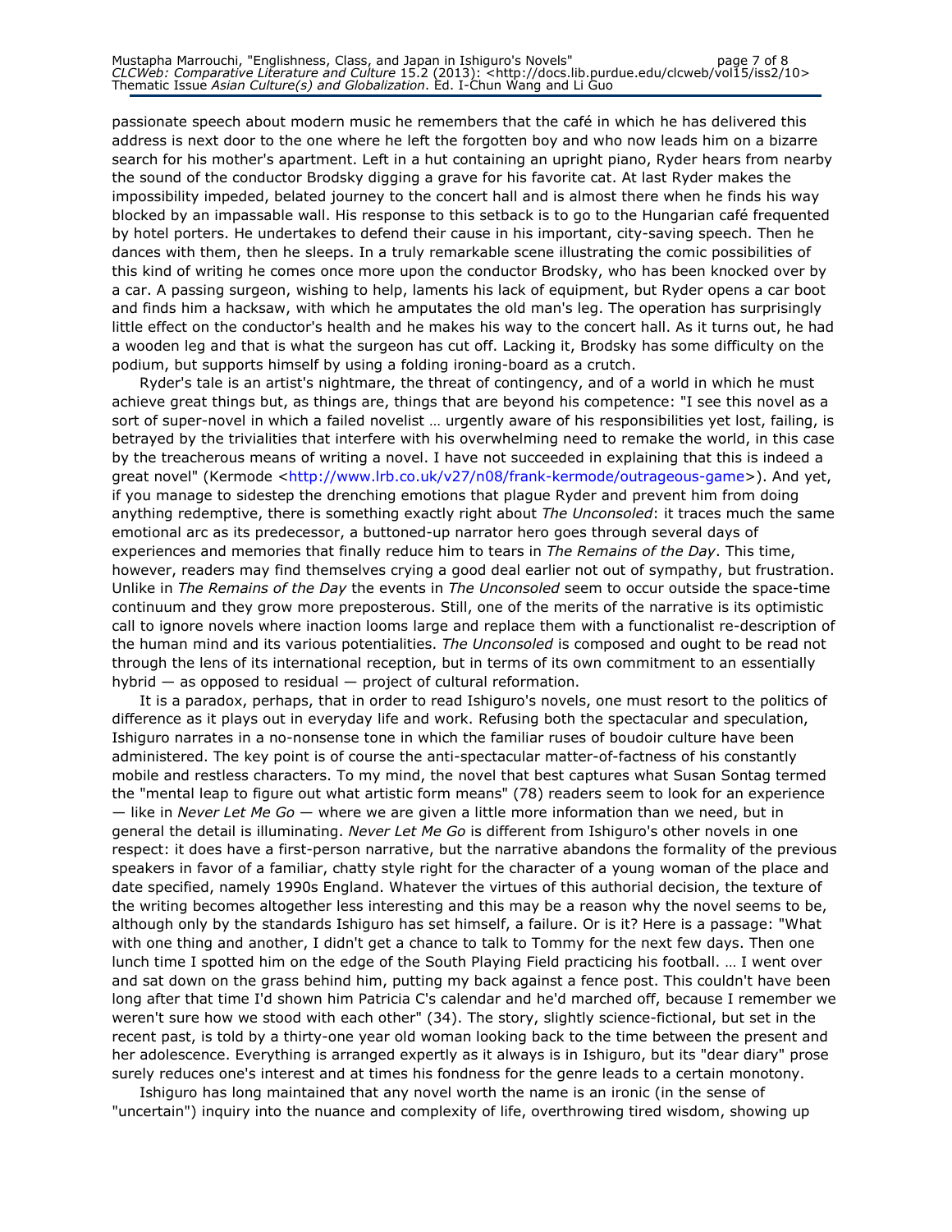passionate speech about modern music he remembers that the café in which he has delivered this address is next door to the one where he left the forgotten boy and who now leads him on a bizarre search for his mother's apartment. Left in a hut containing an upright piano, Ryder hears from nearby the sound of the conductor Brodsky digging a grave for his favorite cat. At last Ryder makes the impossibility impeded, belated journey to the concert hall and is almost there when he finds his way blocked by an impassable wall. His response to this setback is to go to the Hungarian café frequented by hotel porters. He undertakes to defend their cause in his important, city-saving speech. Then he dances with them, then he sleeps. In a truly remarkable scene illustrating the comic possibilities of this kind of writing he comes once more upon the conductor Brodsky, who has been knocked over by a car. A passing surgeon, wishing to help, laments his lack of equipment, but Ryder opens a car boot and finds him a hacksaw, with which he amputates the old man's leg. The operation has surprisingly little effect on the conductor's health and he makes his way to the concert hall. As it turns out, he had a wooden leg and that is what the surgeon has cut off. Lacking it, Brodsky has some difficulty on the podium, but supports himself by using a folding ironing-board as a crutch.

Ryder's tale is an artist's nightmare, the threat of contingency, and of a world in which he must achieve great things but, as things are, things that are beyond his competence: "I see this novel as a sort of super-novel in which a failed novelist … urgently aware of his responsibilities yet lost, failing, is betrayed by the trivialities that interfere with his overwhelming need to remake the world, in this case by the treacherous means of writing a novel. I have not succeeded in explaining that this is indeed a great novel" (Kermode <http://www.lrb.co.uk/v27/n08/frank-kermode/outrageous-game>). And yet, if you manage to sidestep the drenching emotions that plague Ryder and prevent him from doing anything redemptive, there is something exactly right about *The Unconsoled*: it traces much the same emotional arc as its predecessor, a buttoned-up narrator hero goes through several days of experiences and memories that finally reduce him to tears in *The Remains of the Day*. This time, however, readers may find themselves crying a good deal earlier not out of sympathy, but frustration. Unlike in *The Remains of the Day* the events in *The Unconsoled* seem to occur outside the space-time continuum and they grow more preposterous. Still, one of the merits of the narrative is its optimistic call to ignore novels where inaction looms large and replace them with a functionalist re-description of the human mind and its various potentialities. *The Unconsoled* is composed and ought to be read not through the lens of its international reception, but in terms of its own commitment to an essentially hybrid — as opposed to residual — project of cultural reformation.

It is a paradox, perhaps, that in order to read Ishiguro's novels, one must resort to the politics of difference as it plays out in everyday life and work. Refusing both the spectacular and speculation, Ishiguro narrates in a no-nonsense tone in which the familiar ruses of boudoir culture have been administered. The key point is of course the anti-spectacular matter-of-factness of his constantly mobile and restless characters. To my mind, the novel that best captures what Susan Sontag termed the "mental leap to figure out what artistic form means" (78) readers seem to look for an experience — like in *Never Let Me Go* — where we are given a little more information than we need, but in general the detail is illuminating. *Never Let Me Go* is different from Ishiguro's other novels in one respect: it does have a first-person narrative, but the narrative abandons the formality of the previous speakers in favor of a familiar, chatty style right for the character of a young woman of the place and date specified, namely 1990s England. Whatever the virtues of this authorial decision, the texture of the writing becomes altogether less interesting and this may be a reason why the novel seems to be, although only by the standards Ishiguro has set himself, a failure. Or is it? Here is a passage: "What with one thing and another, I didn't get a chance to talk to Tommy for the next few days. Then one lunch time I spotted him on the edge of the South Playing Field practicing his football. … I went over and sat down on the grass behind him, putting my back against a fence post. This couldn't have been long after that time I'd shown him Patricia C's calendar and he'd marched off, because I remember we weren't sure how we stood with each other" (34). The story, slightly science-fictional, but set in the recent past, is told by a thirty-one year old woman looking back to the time between the present and her adolescence. Everything is arranged expertly as it always is in Ishiguro, but its "dear diary" prose surely reduces one's interest and at times his fondness for the genre leads to a certain monotony.

Ishiguro has long maintained that any novel worth the name is an ironic (in the sense of "uncertain") inquiry into the nuance and complexity of life, overthrowing tired wisdom, showing up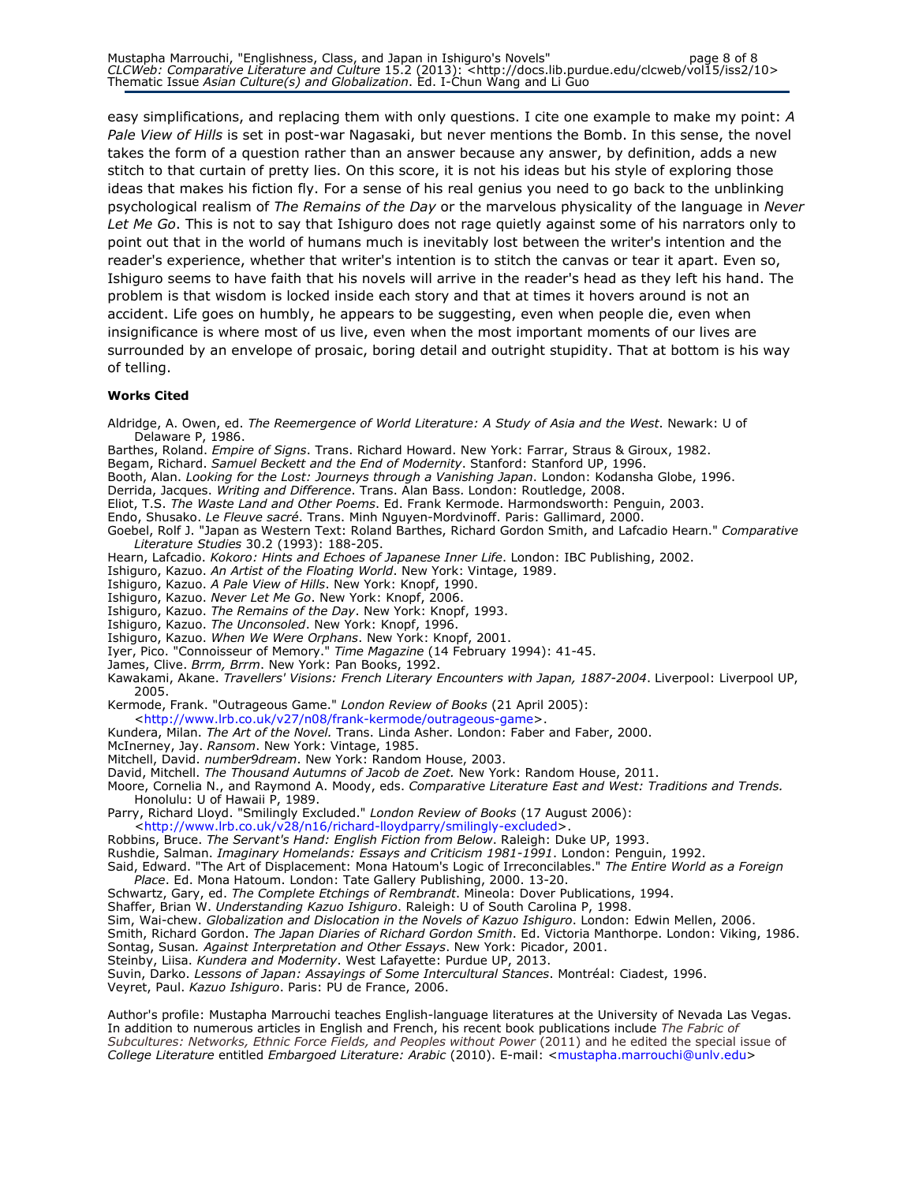easy simplifications, and replacing them with only questions. I cite one example to make my point: *A Pale View of Hills* is set in post-war Nagasaki, but never mentions the Bomb. In this sense, the novel takes the form of a question rather than an answer because any answer, by definition, adds a new stitch to that curtain of pretty lies. On this score, it is not his ideas but his style of exploring those ideas that makes his fiction fly. For a sense of his real genius you need to go back to the unblinking psychological realism of *The Remains of the Day* or the marvelous physicality of the language in *Never Let Me Go*. This is not to say that Ishiguro does not rage quietly against some of his narrators only to point out that in the world of humans much is inevitably lost between the writer's intention and the reader's experience, whether that writer's intention is to stitch the canvas or tear it apart. Even so, Ishiguro seems to have faith that his novels will arrive in the reader's head as they left his hand. The problem is that wisdom is locked inside each story and that at times it hovers around is not an accident. Life goes on humbly, he appears to be suggesting, even when people die, even when insignificance is where most of us live, even when the most important moments of our lives are surrounded by an envelope of prosaic, boring detail and outright stupidity. That at bottom is his way of telling.

**Works Cited**

Aldridge, A. Owen, ed. *The Reemergence of World Literature: A Study of Asia and the West*. Newark: U of Delaware P, 1986.

Barthes, Roland. *Empire of Signs*. Trans. Richard Howard. New York: Farrar, Straus & Giroux, 1982.

Begam, Richard. *Samuel Beckett and the End of Modernity*. Stanford: Stanford UP, 1996.

Booth, Alan. *Looking for the Lost: Journeys through a Vanishing Japan*. London: Kodansha Globe, 1996.

Derrida, Jacques. *Writing and Difference*. Trans. Alan Bass. London: Routledge, 2008.

Eliot, T.S. *The Waste Land and Other Poems*. Ed. Frank Kermode. Harmondsworth: Penguin, 2003.

Endo, Shusako. *Le Fleuve sacré*. Trans. Minh Nguyen-Mordvinoff. Paris: Gallimard, 2000.

Goebel, Rolf J. "Japan as Western Text: Roland Barthes, Richard Gordon Smith, and Lafcadio Hearn." *Comparative Literature Studies* 30.2 (1993): 188-205.

Hearn, Lafcadio. *Kokoro: Hints and Echoes of Japanese Inner Life*. London: IBC Publishing, 2002.

Ishiguro, Kazuo. *An Artist of the Floating World*. New York: Vintage, 1989.

Ishiguro, Kazuo. *A Pale View of Hills*. New York: Knopf, 1990.

Ishiguro, Kazuo. *Never Let Me Go*. New York: Knopf, 2006.

Ishiguro, Kazuo. *The Remains of the Day*. New York: Knopf, 1993.

Ishiguro, Kazuo. *The Unconsoled*. New York: Knopf, 1996.

Ishiguro, Kazuo. *When We Were Orphans*. New York: Knopf, 2001.

Iyer, Pico. "Connoisseur of Memory." *Time Magazine* (14 February 1994): 41-45.

James, Clive. *Brrm, Brrm*. New York: Pan Books, 1992.

Kawakami, Akane. *Travellers' Visions: French Literary Encounters with Japan, 1887-2004*. Liverpool: Liverpool UP, 2005.

Kermode, Frank. "Outrageous Game." *London Review of Books* (21 April 2005): <http://www.lrb.co.uk/v27/n08/frank-kermode/outrageous-game>.

Kundera, Milan. *The Art of the Novel.* Trans. Linda Asher. London: Faber and Faber, 2000.

McInerney, Jay. *Ransom*. New York: Vintage, 1985.

Mitchell, David. *number9dream*. New York: Random House, 2003.

David, Mitchell. *The Thousand Autumns of Jacob de Zoet.* New York: Random House, 2011.

Moore, Cornelia N., and Raymond A. Moody, eds. *Comparative Literature East and West: Traditions and Trends.* Honolulu: U of Hawaii P, 1989.

Parry, Richard Lloyd. "Smilingly Excluded." *London Review of Books* (17 August 2006): <http://www.lrb.co.uk/v28/n16/richard-lloydparry/smilingly-excluded>.

Robbins, Bruce. *The Servant's Hand: English Fiction from Below*. Raleigh: Duke UP, 1993.

Rushdie, Salman. *Imaginary Homelands: Essays and Criticism 1981-1991*. London: Penguin, 1992.

Said, Edward. "The Art of Displacement: Mona Hatoum's Logic of Irreconcilables." *The Entire World as a Foreign Place*. Ed. Mona Hatoum. London: Tate Gallery Publishing, 2000. 13-20.

Schwartz, Gary, ed. *The Complete Etchings of Rembrandt*. Mineola: Dover Publications, 1994.

Shaffer, Brian W. *Understanding Kazuo Ishiguro*. Raleigh: U of South Carolina P, 1998.

Sim, Wai-chew. *Globalization and Dislocation in the Novels of Kazuo Ishiguro*. London: Edwin Mellen, 2006.

Smith, Richard Gordon. *The Japan Diaries of Richard Gordon Smith*. Ed. Victoria Manthorpe. London: Viking, 1986.

Sontag, Susan. *Against Interpretation and Other Essays*. New York: Picador, 2001.

Steinby, Liisa. *Kundera and Modernity*. West Lafayette: Purdue UP, 2013.

Suvin, Darko. *Lessons of Japan: Assayings of Some Intercultural Stances*. Montréal: Ciadest, 1996.

Veyret, Paul. *Kazuo Ishiguro*. Paris: PU de France, 2006.

Author's profile: Mustapha Marrouchi teaches English-language literatures at the University of Nevada Las Vegas. In addition to numerous articles in English and French, his recent book publications include *The Fabric of Subcultures: Networks, Ethnic Force Fields, and Peoples without Power* (2011) and he edited the special issue of *College Literature* entitled *Embargoed Literature: Arabic* (2010). E-mail: <mustapha.marrouchi@unlv.edu>